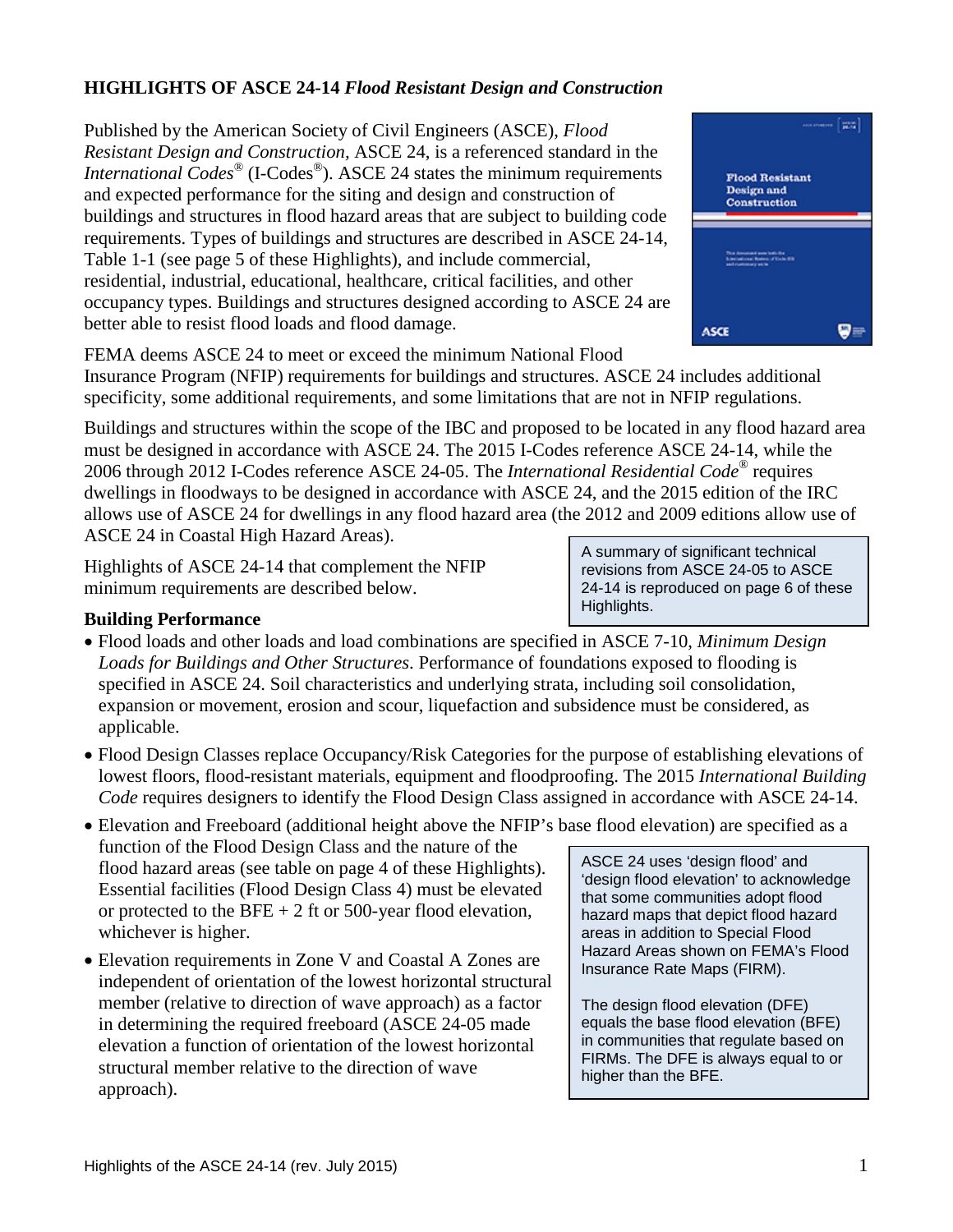# HIGHLIGHTS OF ASCE 24-14 *Flood Resistant Design and Construction*

Published by the American Society of Civil Engineers (ASCE), *Flood Resistant Design and Construction*, ASCE 24, is a referenced standard in the *International Codes*® (I-Codes®). ASCE 24 states the minimum requirements and expected performance for the siting and design and construction of buildings and structures in flood hazard areas that are subject to building code requirements. Types of buildings and structures are described in ASCE 24-14, Table 1-1 (see page 5 of these Highlights), and include commercial, residential, industrial, educational, healthcare, critical facilities, and other occupancy types. Buildings and structures designed according to ASCE 24 are better able to resist flood loads and flood damage.

FEMA deems ASCE 24 to meet or exceed the minimum National Flood Insurance Program (NFIP) requirements for buildings and structures. ASCE 24 includes additional specificity, some additional requirements, and some limitations that are not in NFIP regulations.

Buildings and structures within the scope of the IBC and proposed to be located in any flood hazard area must be designed in accordance with ASCE 24. The 2015 I-Codes reference ASCE 24-14, while the 2006 through 2012 I-Codes reference ASCE 24-05. The *International Residential Code*® requires dwellings in floodways to be designed in accordance with ASCE 24, and the 2015 edition of the IRC allows use of ASCE 24 for dwellings in any flood hazard area (the 2012 and 2009 editions allow use of ASCE 24 in Coastal High Hazard Areas).

Highlights of ASCE 24-14 that complement the NFIP minimum requirements are described below.

> A summary of significant technical revisions from ASCE 24-05 to ASCE 24-14 is reproduced on page 6 of these Highlights.

## Building Performance

- Flood loads and other loads and load combinations are specified in ASCE 7-10, *Minimum Design Loads for Buildings and Other Structures*. Performance of foundations exposed to flooding is specified in ASCE 24. Soil characteristics and underlying strata, including soil consolidation, expansion or movement, erosion and scour, liquefaction and subsidence must be considered, as applicable.
- Flood Design Classes replace Occupancy/Risk Categories for the purpose of establishing elevations of lowest floors, flood-resistant materials, equipment and floodproofing. The 2015 *International Building Code* requires designers to identify the Flood Design Class assigned in accordance with ASCE 24-14.
- Elevation and Freeboard (additional height above the NFIP's base flood elevation) are specified as a function of the Flood Design Class and the nature of the flood hazard areas (see table on page 4 of these Highlights). Essential facilities (Flood Design Class 4) must be elevated or protected to the BFE + 2 ft or 500-year flood elevation, whichever is higher.
- Elevation requirements in Zone V and Coastal A Zones are independent of orientation of the lowest horizontal structural member (relative to direction of wave approach) as a factor in determining the required freeboard (ASCE 24-05 made elevation a function of orientation of the lowest horizontal structural member relative to the direction of wave approach).

> ASCE 24 uses 'design flood' and 'design flood elevation' to acknowledge that some communities adopt flood hazard maps that depict flood hazard areas in addition to Special Flood Hazard Areas shown on FEMA's Flood Insurance Rate Maps (FIRM).
>
> The design flood elevation (DFE) equals the base flood elevation (BFE) in communities that regulate based on FIRMs. The DFE is always equal to or higher than the BFE.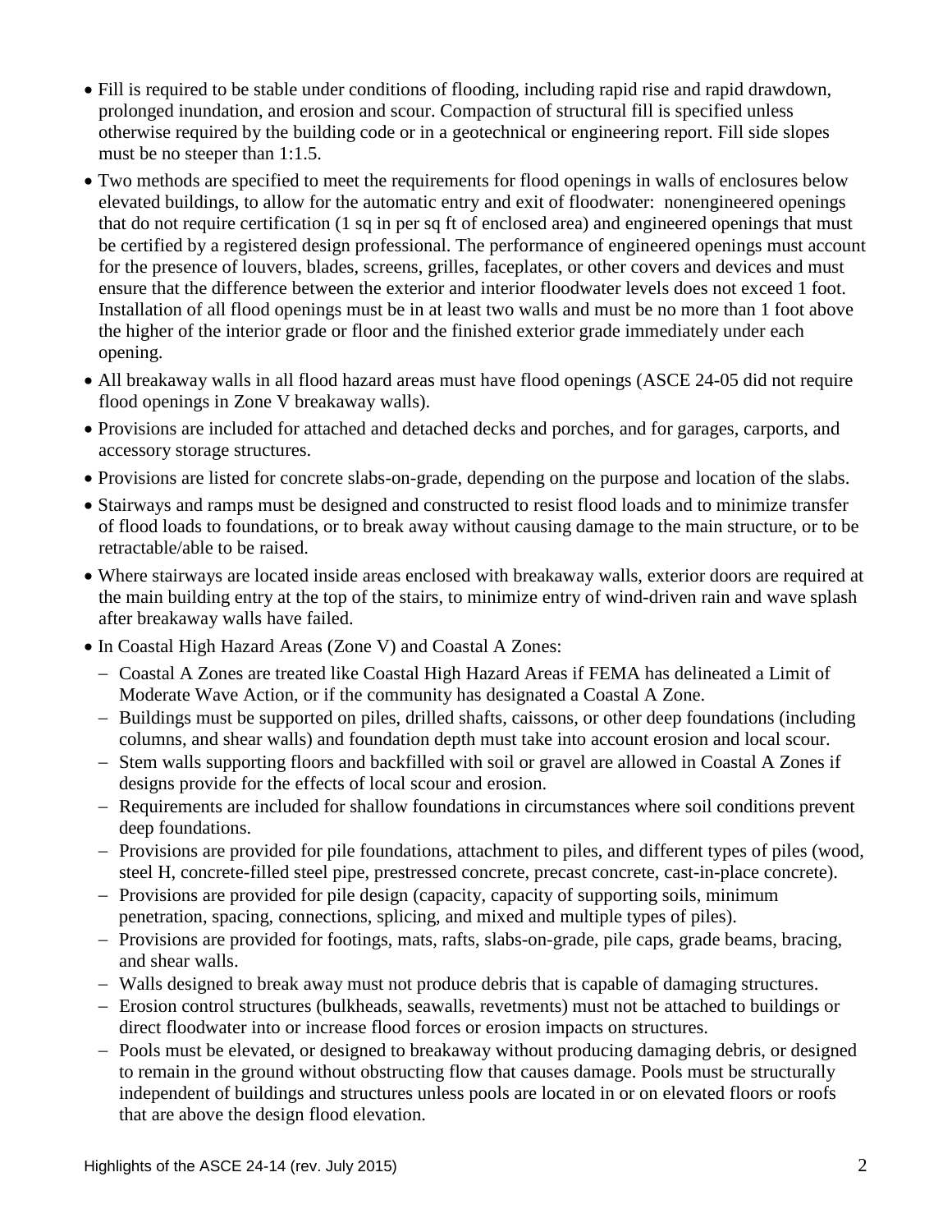- Fill is required to be stable under conditions of flooding, including rapid rise and rapid drawdown, prolonged inundation, and erosion and scour. Compaction of structural fill is specified unless otherwise required by the building code or in a geotechnical or engineering report. Fill side slopes must be no steeper than 1:1.5.
- Two methods are specified to meet the requirements for flood openings in walls of enclosures below elevated buildings, to allow for the automatic entry and exit of floodwater: nonengineered openings that do not require certification (1 sq in per sq ft of enclosed area) and engineered openings that must be certified by a registered design professional. The performance of engineered openings must account for the presence of louvers, blades, screens, grilles, faceplates, or other covers and devices and must ensure that the difference between the exterior and interior floodwater levels does not exceed 1 foot. Installation of all flood openings must be in at least two walls and must be no more than 1 foot above the higher of the interior grade or floor and the finished exterior grade immediately under each opening.
- All breakaway walls in all flood hazard areas must have flood openings (ASCE 24-05 did not require flood openings in Zone V breakaway walls).
- Provisions are included for attached and detached decks and porches, and for garages, carports, and accessory storage structures.
- Provisions are listed for concrete slabs-on-grade, depending on the purpose and location of the slabs.
- Stairways and ramps must be designed and constructed to resist flood loads and to minimize transfer of flood loads to foundations, or to break away without causing damage to the main structure, or to be retractable/able to be raised.
- Where stairways are located inside areas enclosed with breakaway walls, exterior doors are required at the main building entry at the top of the stairs, to minimize entry of wind-driven rain and wave splash after breakaway walls have failed.
- In Coastal High Hazard Areas (Zone V) and Coastal A Zones:
  - Coastal A Zones are treated like Coastal High Hazard Areas if FEMA has delineated a Limit of Moderate Wave Action, or if the community has designated a Coastal A Zone.
  - Buildings must be supported on piles, drilled shafts, caissons, or other deep foundations (including columns, and shear walls) and foundation depth must take into account erosion and local scour.
  - Stem walls supporting floors and backfilled with soil or gravel are allowed in Coastal A Zones if designs provide for the effects of local scour and erosion.
  - Requirements are included for shallow foundations in circumstances where soil conditions prevent deep foundations.
  - Provisions are provided for pile foundations, attachment to piles, and different types of piles (wood, steel H, concrete-filled steel pipe, prestressed concrete, precast concrete, cast-in-place concrete).
  - Provisions are provided for pile design (capacity, capacity of supporting soils, minimum penetration, spacing, connections, splicing, and mixed and multiple types of piles).
  - Provisions are provided for footings, mats, rafts, slabs-on-grade, pile caps, grade beams, bracing, and shear walls.
  - Walls designed to break away must not produce debris that is capable of damaging structures.
  - Erosion control structures (bulkheads, seawalls, revetments) must not be attached to buildings or direct floodwater into or increase flood forces or erosion impacts on structures.
  - Pools must be elevated, or designed to breakaway without producing damaging debris, or designed to remain in the ground without obstructing flow that causes damage. Pools must be structurally independent of buildings and structures unless pools are located in or on elevated floors or roofs that are above the design flood elevation.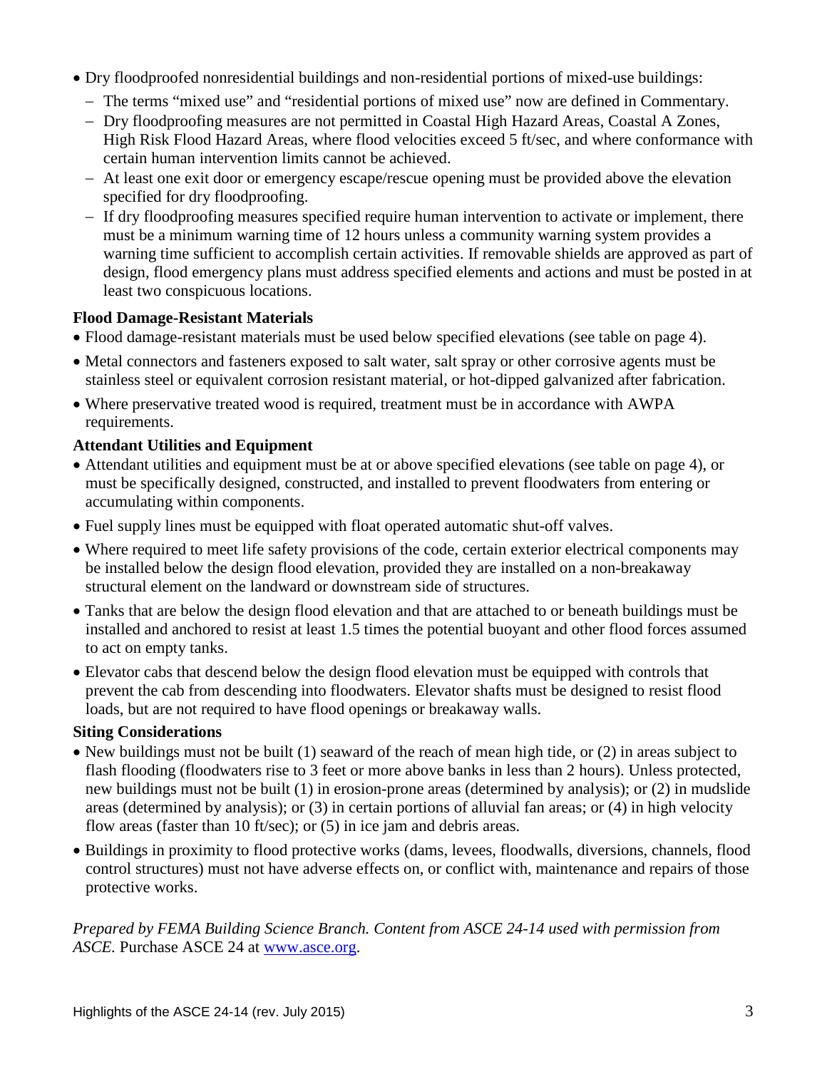- Dry floodproofed nonresidential buildings and non-residential portions of mixed-use buildings:
  - The terms "mixed use" and "residential portions of mixed use" now are defined in Commentary.
  - Dry floodproofing measures are not permitted in Coastal High Hazard Areas, Coastal A Zones, High Risk Flood Hazard Areas, where flood velocities exceed 5 ft/sec, and where conformance with certain human intervention limits cannot be achieved.
  - At least one exit door or emergency escape/rescue opening must be provided above the elevation specified for dry floodproofing.
  - If dry floodproofing measures specified require human intervention to activate or implement, there must be a minimum warning time of 12 hours unless a community warning system provides a warning time sufficient to accomplish certain activities. If removable shields are approved as part of design, flood emergency plans must address specified elements and actions and must be posted in at least two conspicuous locations.

**Flood Damage-Resistant Materials**

- Flood damage-resistant materials must be used below specified elevations (see table on page 4).
- Metal connectors and fasteners exposed to salt water, salt spray or other corrosive agents must be stainless steel or equivalent corrosion resistant material, or hot-dipped galvanized after fabrication.
- Where preservative treated wood is required, treatment must be in accordance with AWPA requirements.

**Attendant Utilities and Equipment**

- Attendant utilities and equipment must be at or above specified elevations (see table on page 4), or must be specifically designed, constructed, and installed to prevent floodwaters from entering or accumulating within components.
- Fuel supply lines must be equipped with float operated automatic shut-off valves.
- Where required to meet life safety provisions of the code, certain exterior electrical components may be installed below the design flood elevation, provided they are installed on a non-breakaway structural element on the landward or downstream side of structures.
- Tanks that are below the design flood elevation and that are attached to or beneath buildings must be installed and anchored to resist at least 1.5 times the potential buoyant and other flood forces assumed to act on empty tanks.
- Elevator cabs that descend below the design flood elevation must be equipped with controls that prevent the cab from descending into floodwaters. Elevator shafts must be designed to resist flood loads, but are not required to have flood openings or breakaway walls.

**Siting Considerations**

- New buildings must not be built (1) seaward of the reach of mean high tide, or (2) in areas subject to flash flooding (floodwaters rise to 3 feet or more above banks in less than 2 hours). Unless protected, new buildings must not be built (1) in erosion-prone areas (determined by analysis); or (2) in mudslide areas (determined by analysis); or (3) in certain portions of alluvial fan areas; or (4) in high velocity flow areas (faster than 10 ft/sec); or (5) in ice jam and debris areas.
- Buildings in proximity to flood protective works (dams, levees, floodwalls, diversions, channels, flood control structures) must not have adverse effects on, or conflict with, maintenance and repairs of those protective works.

*Prepared by FEMA Building Science Branch. Content from ASCE 24-14 used with permission from ASCE.* Purchase ASCE 24 at [www.asce.org](www.asce.org).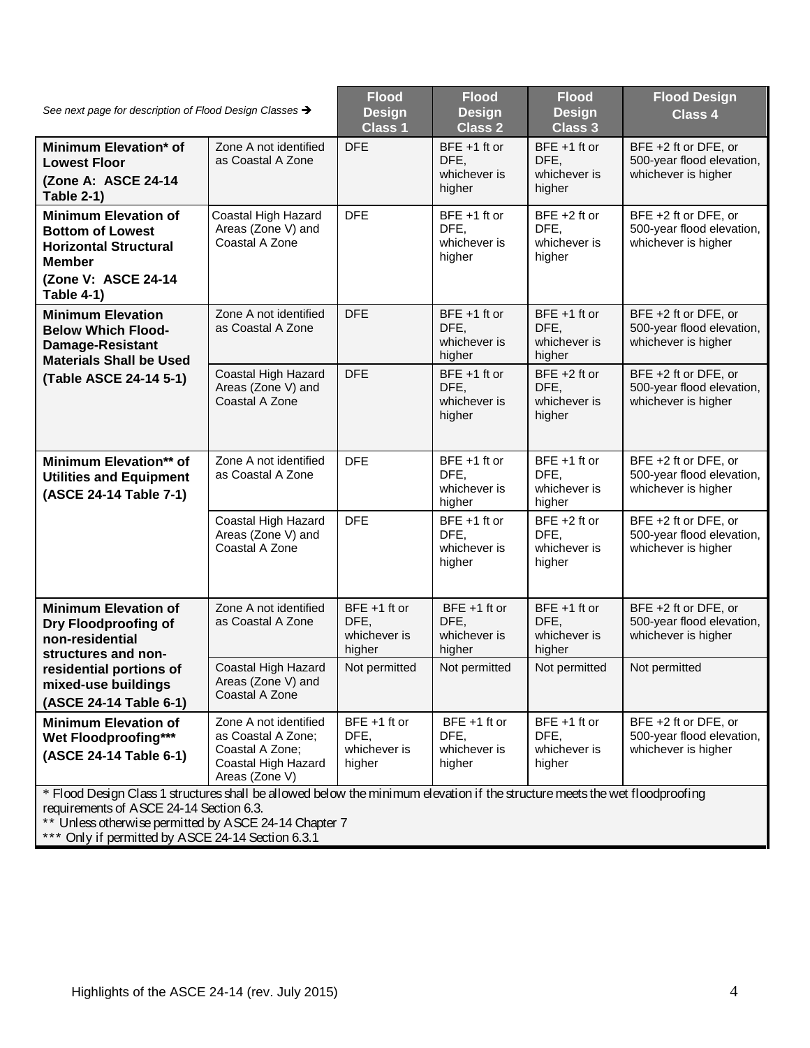| *See next page for description of Flood Design Classes →* | | **Flood Design Class 1** | **Flood Design Class 2** | **Flood Design Class 3** | **Flood Design Class 4** |
|---|---|---|---|---|---|
| **Minimum Elevation* of Lowest Floor (Zone A: ASCE 24-14 Table 2-1)** | Zone A not identified as Coastal A Zone | DFE | BFE +1 ft or DFE, whichever is higher | BFE +1 ft or DFE, whichever is higher | BFE +2 ft or DFE, or 500-year flood elevation, whichever is higher |
| **Minimum Elevation of Bottom of Lowest Horizontal Structural Member (Zone V: ASCE 24-14 Table 4-1)** | Coastal High Hazard Areas (Zone V) and Coastal A Zone | DFE | BFE +1 ft or DFE, whichever is higher | BFE +2 ft or DFE, whichever is higher | BFE +2 ft or DFE, or 500-year flood elevation, whichever is higher |
| **Minimum Elevation Below Which Flood-Damage-Resistant Materials Shall be Used (Table ASCE 24-14 5-1)** | Zone A not identified as Coastal A Zone | DFE | BFE +1 ft or DFE, whichever is higher | BFE +1 ft or DFE, whichever is higher | BFE +2 ft or DFE, or 500-year flood elevation, whichever is higher |
| | Coastal High Hazard Areas (Zone V) and Coastal A Zone | DFE | BFE +1 ft or DFE, whichever is higher | BFE +2 ft or DFE, whichever is higher | BFE +2 ft or DFE, or 500-year flood elevation, whichever is higher |
| **Minimum Elevation** of Utilities and Equipment (ASCE 24-14 Table 7-1)** | Zone A not identified as Coastal A Zone | DFE | BFE +1 ft or DFE, whichever is higher | BFE +1 ft or DFE, whichever is higher | BFE +2 ft or DFE, or 500-year flood elevation, whichever is higher |
| | Coastal High Hazard Areas (Zone V) and Coastal A Zone | DFE | BFE +1 ft or DFE, whichever is higher | BFE +2 ft or DFE, whichever is higher | BFE +2 ft or DFE, or 500-year flood elevation, whichever is higher |
| **Minimum Elevation of Dry Floodproofing of non-residential structures and non-residential portions of mixed-use buildings (ASCE 24-14 Table 6-1)** | Zone A not identified as Coastal A Zone | BFE +1 ft or DFE, whichever is higher | BFE +1 ft or DFE, whichever is higher | BFE +1 ft or DFE, whichever is higher | BFE +2 ft or DFE, or 500-year flood elevation, whichever is higher |
| | Coastal High Hazard Areas (Zone V) and Coastal A Zone | Not permitted | Not permitted | Not permitted | Not permitted |
| **Minimum Elevation of Wet Floodproofing*** (ASCE 24-14 Table 6-1)** | Zone A not identified as Coastal A Zone; Coastal A Zone; Coastal High Hazard Areas (Zone V) | BFE +1 ft or DFE, whichever is higher | BFE +1 ft or DFE, whichever is higher | BFE +1 ft or DFE, whichever is higher | BFE +2 ft or DFE, or 500-year flood elevation, whichever is higher |

\* Flood Design Class 1 structures shall be allowed below the minimum elevation if the structure meets the wet floodproofing requirements of ASCE 24-14 Section 6.3.

\*\* Unless otherwise permitted by ASCE 24-14 Chapter 7

\*\*\* Only if permitted by ASCE 24-14 Section 6.3.1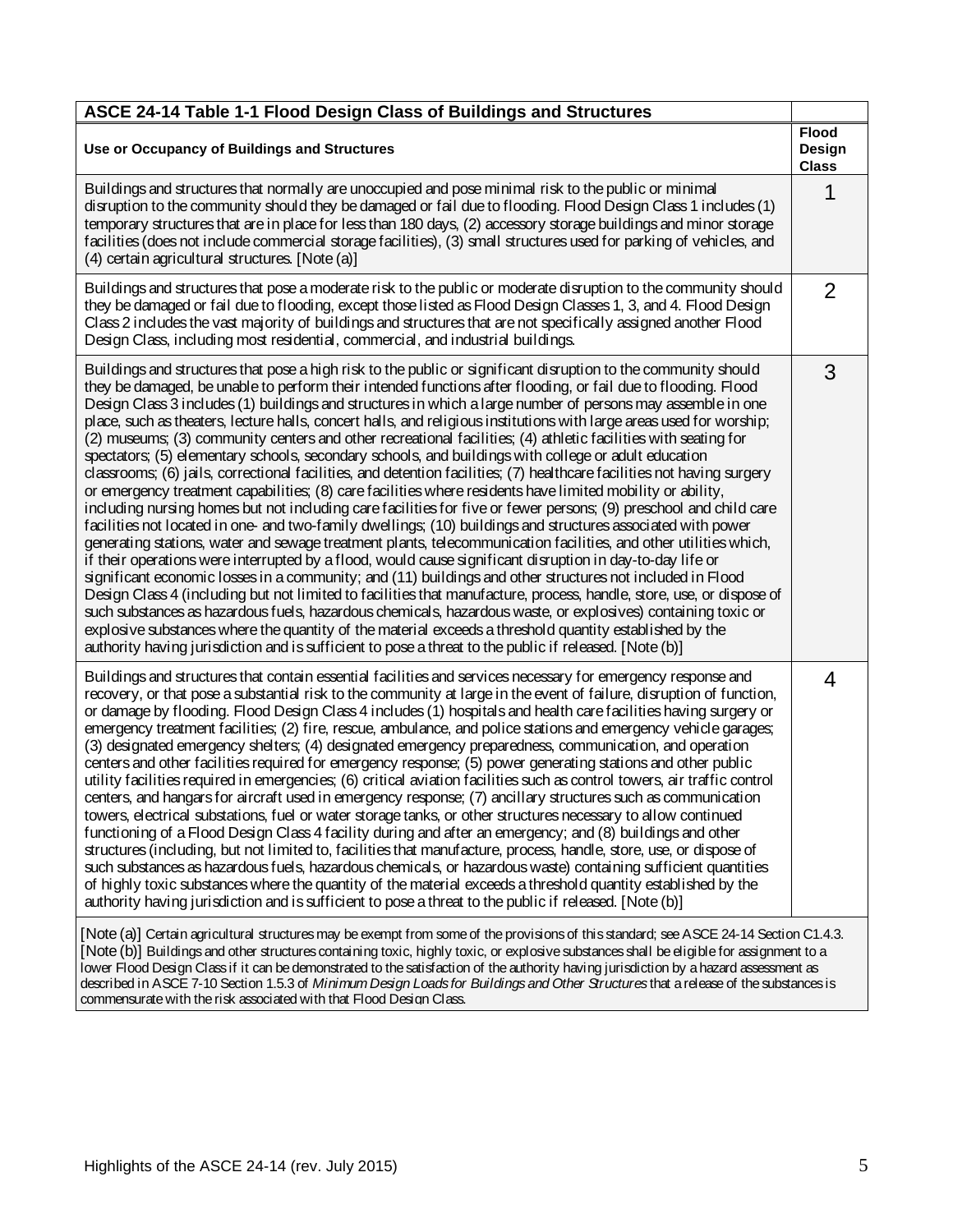| ASCE 24-14 Table 1-1 Flood Design Class of Buildings and Structures | |
|---|---|
| **Use or Occupancy of Buildings and Structures** | **Flood Design Class** |
| Buildings and structures that normally are unoccupied and pose minimal risk to the public or minimal disruption to the community should they be damaged or fail due to flooding. Flood Design Class 1 includes (1) temporary structures that are in place for less than 180 days, (2) accessory storage buildings and minor storage facilities (does not include commercial storage facilities), (3) small structures used for parking of vehicles, and (4) certain agricultural structures. [Note (a)] | 1 |
| Buildings and structures that pose a moderate risk to the public or moderate disruption to the community should they be damaged or fail due to flooding, except those listed as Flood Design Classes 1, 3, and 4. Flood Design Class 2 includes the vast majority of buildings and structures that are not specifically assigned another Flood Design Class, including most residential, commercial, and industrial buildings. | 2 |
| Buildings and structures that pose a high risk to the public or significant disruption to the community should they be damaged, be unable to perform their intended functions after flooding, or fail due to flooding. Flood Design Class 3 includes (1) buildings and structures in which a large number of persons may assemble in one place, such as theaters, lecture halls, concert halls, and religious institutions with large areas used for worship; (2) museums; (3) community centers and other recreational facilities; (4) athletic facilities with seating for spectators; (5) elementary schools, secondary schools, and buildings with college or adult education classrooms; (6) jails, correctional facilities, and detention facilities; (7) healthcare facilities not having surgery or emergency treatment capabilities; (8) care facilities where residents have limited mobility or ability, including nursing homes but not including care facilities for five or fewer persons; (9) preschool and child care facilities not located in one- and two-family dwellings; (10) buildings and structures associated with power generating stations, water and sewage treatment plants, telecommunication facilities, and other utilities which, if their operations were interrupted by a flood, would cause significant disruption in day-to-day life or significant economic losses in a community; and (11) buildings and other structures not included in Flood Design Class 4 (including but not limited to facilities that manufacture, process, handle, store, use, or dispose of such substances as hazardous fuels, hazardous chemicals, hazardous waste, or explosives) containing toxic or explosive substances where the quantity of the material exceeds a threshold quantity established by the authority having jurisdiction and is sufficient to pose a threat to the public if released. [Note (b)] | 3 |
| Buildings and structures that contain essential facilities and services necessary for emergency response and recovery, or that pose a substantial risk to the community at large in the event of failure, disruption of function, or damage by flooding. Flood Design Class 4 includes (1) hospitals and health care facilities having surgery or emergency treatment facilities; (2) fire, rescue, ambulance, and police stations and emergency vehicle garages; (3) designated emergency shelters; (4) designated emergency preparedness, communication, and operation centers and other facilities required for emergency response; (5) power generating stations and other public utility facilities required in emergencies; (6) critical aviation facilities such as control towers, air traffic control centers, and hangars for aircraft used in emergency response; (7) ancillary structures such as communication towers, electrical substations, fuel or water storage tanks, or other structures necessary to allow continued functioning of a Flood Design Class 4 facility during and after an emergency; and (8) buildings and other structures (including, but not limited to, facilities that manufacture, process, handle, store, use, or dispose of such substances as hazardous fuels, hazardous chemicals, or hazardous waste) containing sufficient quantities of highly toxic substances where the quantity of the material exceeds a threshold quantity established by the authority having jurisdiction and is sufficient to pose a threat to the public if released. [Note (b)] | 4 |
| [Note (a)] Certain agricultural structures may be exempt from some of the provisions of this standard; see ASCE 24-14 Section C1.4.3. [Note (b)] Buildings and other structures containing toxic, highly toxic, or explosive substances shall be eligible for assignment to a lower Flood Design Class if it can be demonstrated to the satisfaction of the authority having jurisdiction by a hazard assessment as described in ASCE 7-10 Section 1.5.3 of *Minimum Design Loads for Buildings and Other Structures* that a release of the substances is commensurate with the risk associated with that Flood Design Class. | |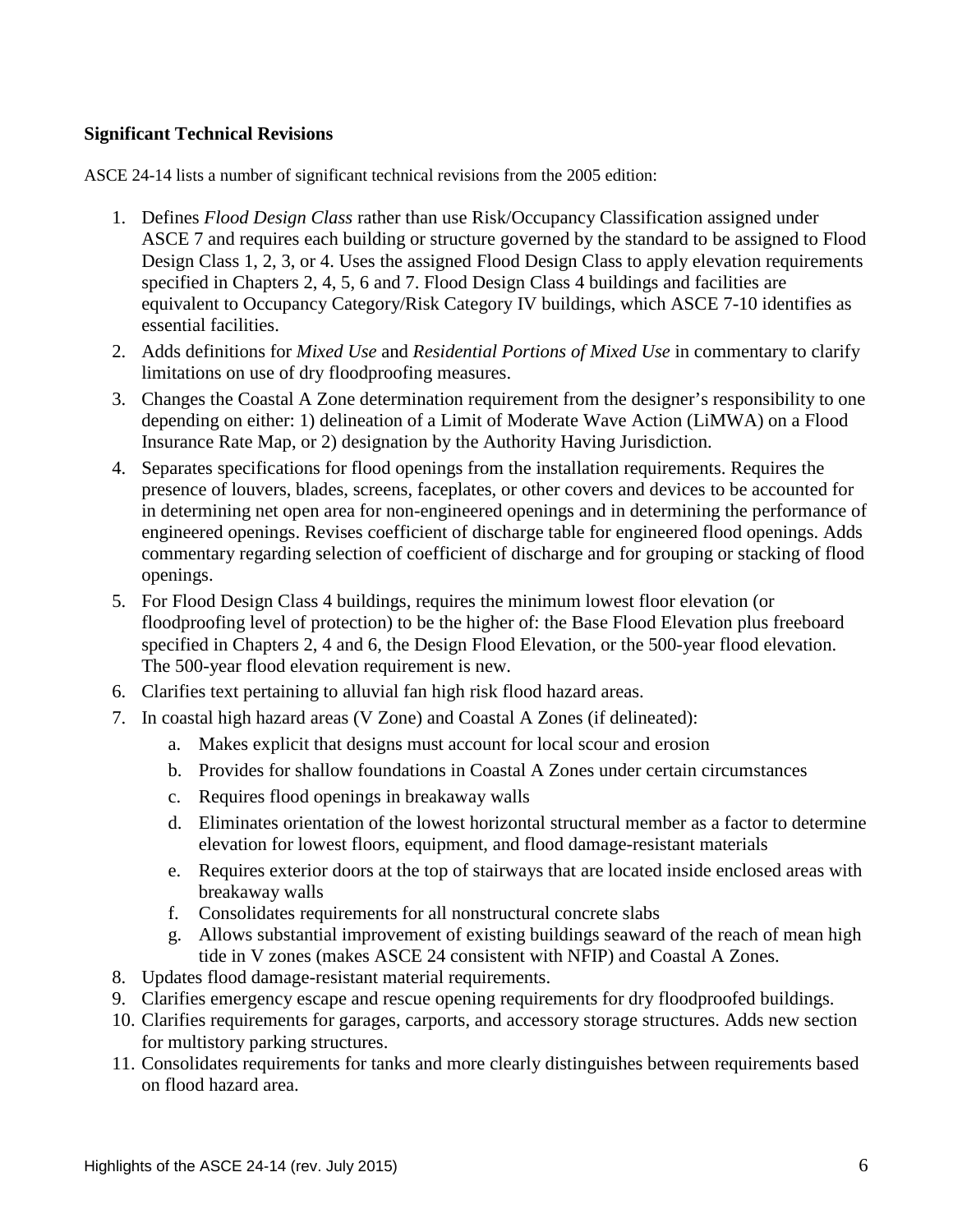**Significant Technical Revisions**

ASCE 24-14 lists a number of significant technical revisions from the 2005 edition:

1. Defines *Flood Design Class* rather than use Risk/Occupancy Classification assigned under ASCE 7 and requires each building or structure governed by the standard to be assigned to Flood Design Class 1, 2, 3, or 4. Uses the assigned Flood Design Class to apply elevation requirements specified in Chapters 2, 4, 5, 6 and 7. Flood Design Class 4 buildings and facilities are equivalent to Occupancy Category/Risk Category IV buildings, which ASCE 7-10 identifies as essential facilities.
2. Adds definitions for *Mixed Use* and *Residential Portions of Mixed Use* in commentary to clarify limitations on use of dry floodproofing measures.
3. Changes the Coastal A Zone determination requirement from the designer's responsibility to one depending on either: 1) delineation of a Limit of Moderate Wave Action (LiMWA) on a Flood Insurance Rate Map, or 2) designation by the Authority Having Jurisdiction.
4. Separates specifications for flood openings from the installation requirements. Requires the presence of louvers, blades, screens, faceplates, or other covers and devices to be accounted for in determining net open area for non-engineered openings and in determining the performance of engineered openings. Revises coefficient of discharge table for engineered flood openings. Adds commentary regarding selection of coefficient of discharge and for grouping or stacking of flood openings.
5. For Flood Design Class 4 buildings, requires the minimum lowest floor elevation (or floodproofing level of protection) to be the higher of: the Base Flood Elevation plus freeboard specified in Chapters 2, 4 and 6, the Design Flood Elevation, or the 500-year flood elevation. The 500-year flood elevation requirement is new.
6. Clarifies text pertaining to alluvial fan high risk flood hazard areas.
7. In coastal high hazard areas (V Zone) and Coastal A Zones (if delineated):
    a. Makes explicit that designs must account for local scour and erosion
    b. Provides for shallow foundations in Coastal A Zones under certain circumstances
    c. Requires flood openings in breakaway walls
    d. Eliminates orientation of the lowest horizontal structural member as a factor to determine elevation for lowest floors, equipment, and flood damage-resistant materials
    e. Requires exterior doors at the top of stairways that are located inside enclosed areas with breakaway walls
    f. Consolidates requirements for all nonstructural concrete slabs
    g. Allows substantial improvement of existing buildings seaward of the reach of mean high tide in V zones (makes ASCE 24 consistent with NFIP) and Coastal A Zones.
8. Updates flood damage-resistant material requirements.
9. Clarifies emergency escape and rescue opening requirements for dry floodproofed buildings.
10. Clarifies requirements for garages, carports, and accessory storage structures. Adds new section for multistory parking structures.
11. Consolidates requirements for tanks and more clearly distinguishes between requirements based on flood hazard area.